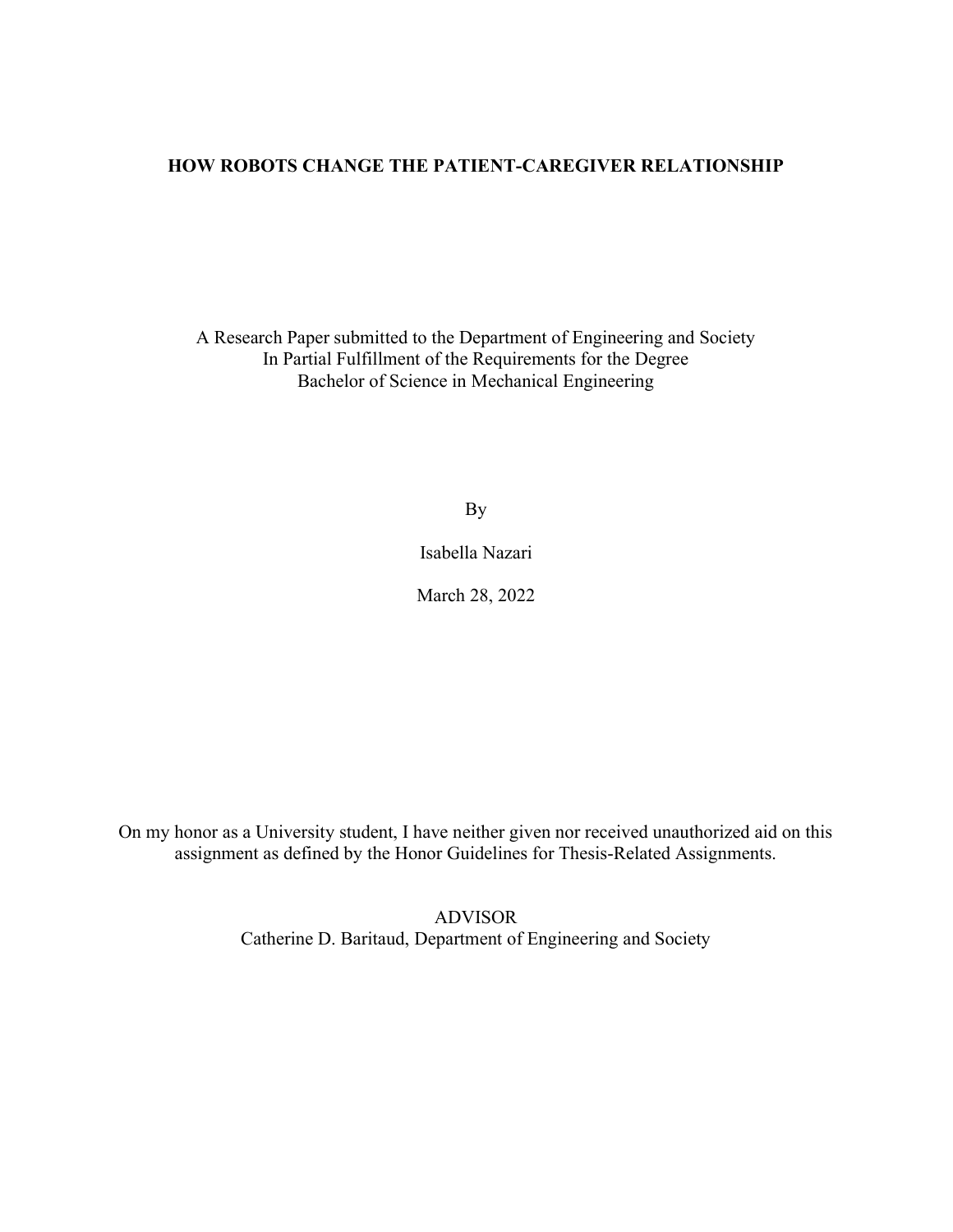# HOW ROBOTS CHANGE THE PATIENT-CAREGIVER RELATIONSHIP

A Research Paper submitted to the Department of Engineering and Society
In Partial Fulfillment of the Requirements for the Degree
Bachelor of Science in Mechanical Engineering

By

Isabella Nazari

March 28, 2022

On my honor as a University student, I have neither given nor received unauthorized aid on this assignment as defined by the Honor Guidelines for Thesis-Related Assignments.

ADVISOR
Catherine D. Baritaud, Department of Engineering and Society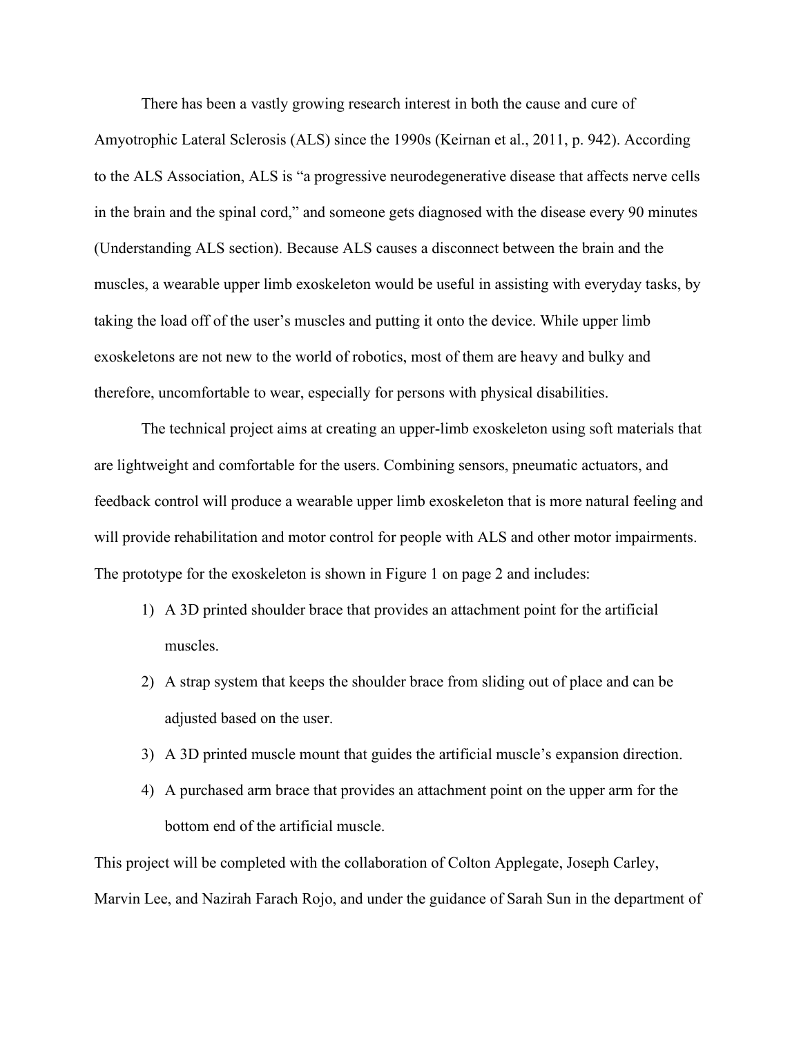There has been a vastly growing research interest in both the cause and cure of Amyotrophic Lateral Sclerosis (ALS) since the 1990s (Keirnan et al., 2011, p. 942). According to the ALS Association, ALS is "a progressive neurodegenerative disease that affects nerve cells in the brain and the spinal cord," and someone gets diagnosed with the disease every 90 minutes (Understanding ALS section). Because ALS causes a disconnect between the brain and the muscles, a wearable upper limb exoskeleton would be useful in assisting with everyday tasks, by taking the load off of the user's muscles and putting it onto the device. While upper limb exoskeletons are not new to the world of robotics, most of them are heavy and bulky and therefore, uncomfortable to wear, especially for persons with physical disabilities.

The technical project aims at creating an upper-limb exoskeleton using soft materials that are lightweight and comfortable for the users. Combining sensors, pneumatic actuators, and feedback control will produce a wearable upper limb exoskeleton that is more natural feeling and will provide rehabilitation and motor control for people with ALS and other motor impairments. The prototype for the exoskeleton is shown in Figure 1 on page 2 and includes:

1) A 3D printed shoulder brace that provides an attachment point for the artificial muscles.
2) A strap system that keeps the shoulder brace from sliding out of place and can be adjusted based on the user.
3) A 3D printed muscle mount that guides the artificial muscle's expansion direction.
4) A purchased arm brace that provides an attachment point on the upper arm for the bottom end of the artificial muscle.

This project will be completed with the collaboration of Colton Applegate, Joseph Carley, Marvin Lee, and Nazirah Farach Rojo, and under the guidance of Sarah Sun in the department of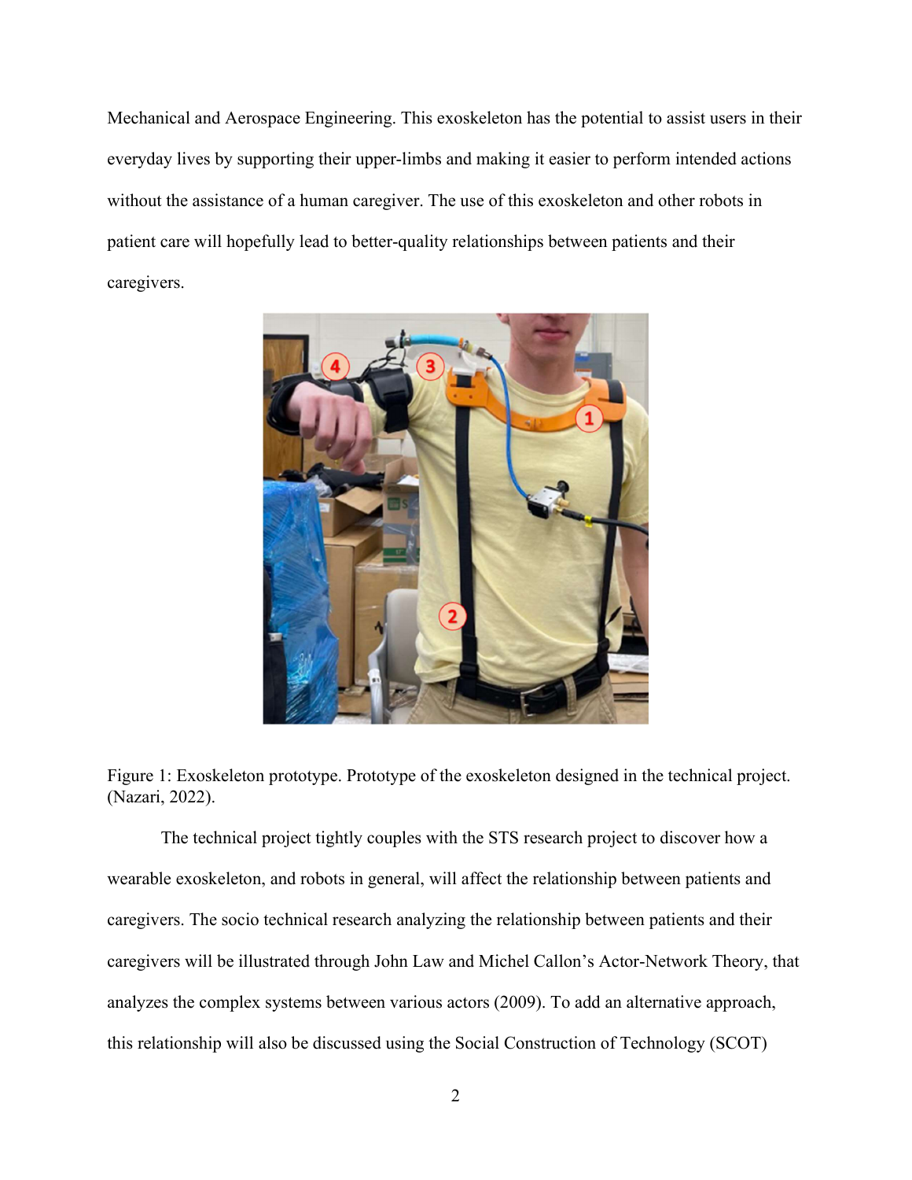Mechanical and Aerospace Engineering. This exoskeleton has the potential to assist users in their everyday lives by supporting their upper-limbs and making it easier to perform intended actions without the assistance of a human caregiver. The use of this exoskeleton and other robots in patient care will hopefully lead to better-quality relationships between patients and their caregivers.

Figure 1: Exoskeleton prototype. Prototype of the exoskeleton designed in the technical project. (Nazari, 2022).

The technical project tightly couples with the STS research project to discover how a wearable exoskeleton, and robots in general, will affect the relationship between patients and caregivers. The socio technical research analyzing the relationship between patients and their caregivers will be illustrated through John Law and Michel Callon's Actor-Network Theory, that analyzes the complex systems between various actors (2009). To add an alternative approach, this relationship will also be discussed using the Social Construction of Technology (SCOT)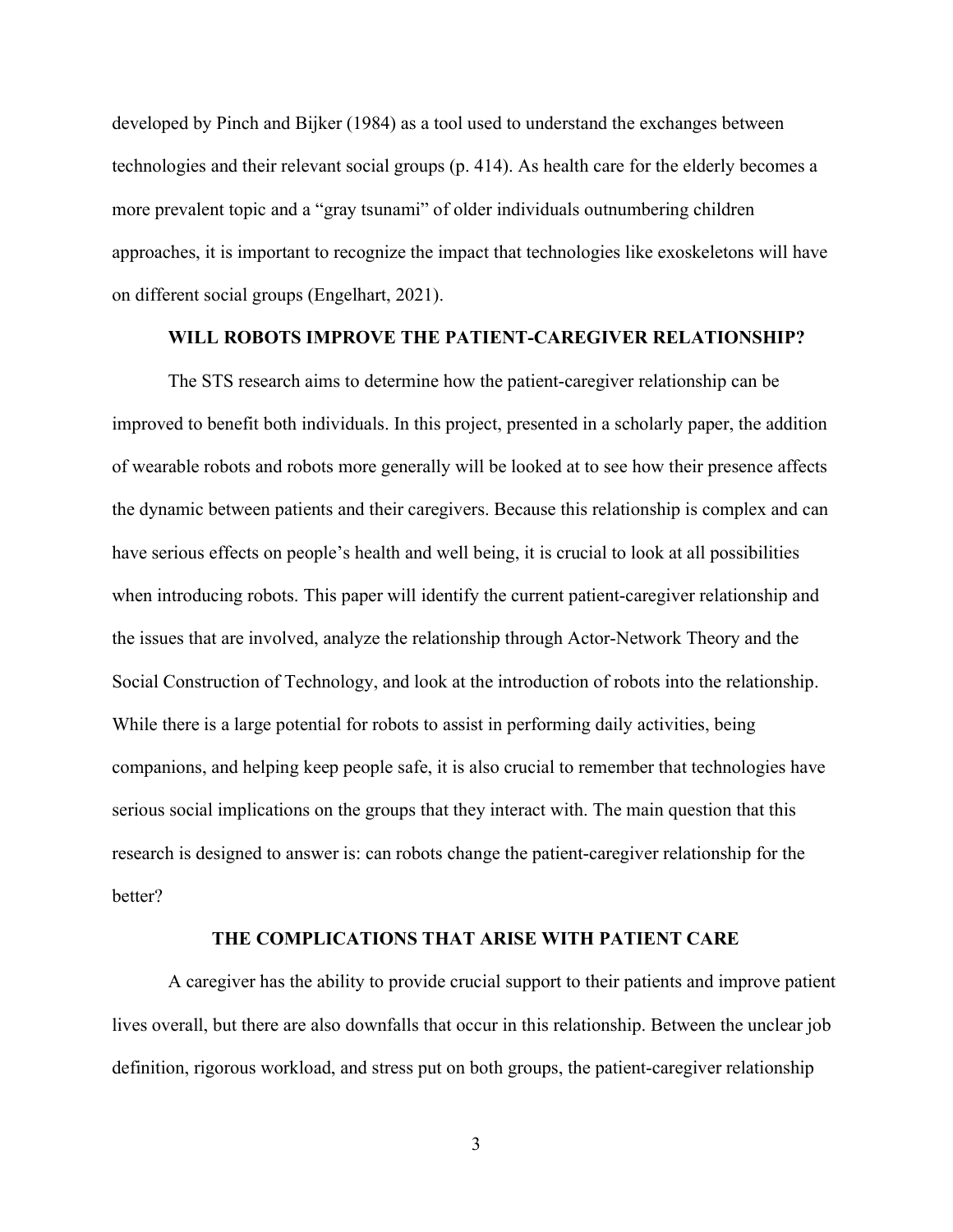developed by Pinch and Bijker (1984) as a tool used to understand the exchanges between technologies and their relevant social groups (p. 414). As health care for the elderly becomes a more prevalent topic and a "gray tsunami" of older individuals outnumbering children approaches, it is important to recognize the impact that technologies like exoskeletons will have on different social groups (Engelhart, 2021).

## WILL ROBOTS IMPROVE THE PATIENT-CAREGIVER RELATIONSHIP?

The STS research aims to determine how the patient-caregiver relationship can be improved to benefit both individuals. In this project, presented in a scholarly paper, the addition of wearable robots and robots more generally will be looked at to see how their presence affects the dynamic between patients and their caregivers. Because this relationship is complex and can have serious effects on people's health and well being, it is crucial to look at all possibilities when introducing robots. This paper will identify the current patient-caregiver relationship and the issues that are involved, analyze the relationship through Actor-Network Theory and the Social Construction of Technology, and look at the introduction of robots into the relationship. While there is a large potential for robots to assist in performing daily activities, being companions, and helping keep people safe, it is also crucial to remember that technologies have serious social implications on the groups that they interact with. The main question that this research is designed to answer is: can robots change the patient-caregiver relationship for the better?

## THE COMPLICATIONS THAT ARISE WITH PATIENT CARE

A caregiver has the ability to provide crucial support to their patients and improve patient lives overall, but there are also downfalls that occur in this relationship. Between the unclear job definition, rigorous workload, and stress put on both groups, the patient-caregiver relationship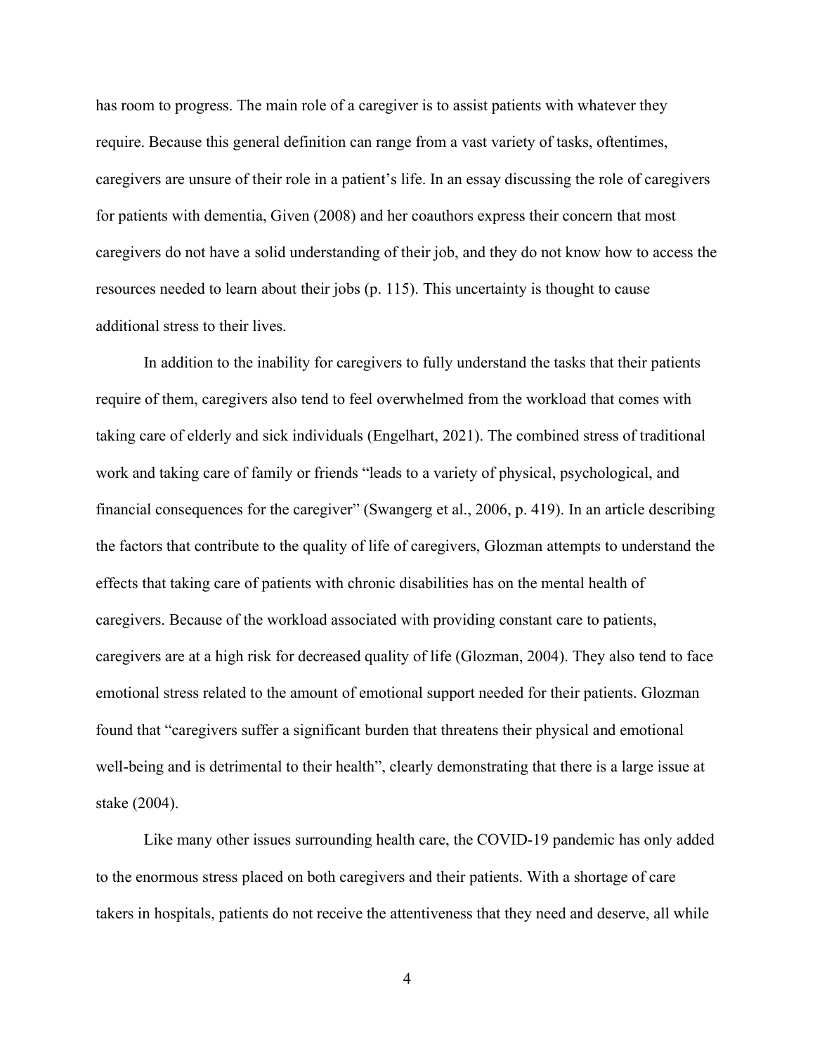has room to progress. The main role of a caregiver is to assist patients with whatever they require. Because this general definition can range from a vast variety of tasks, oftentimes, caregivers are unsure of their role in a patient's life. In an essay discussing the role of caregivers for patients with dementia, Given (2008) and her coauthors express their concern that most caregivers do not have a solid understanding of their job, and they do not know how to access the resources needed to learn about their jobs (p. 115). This uncertainty is thought to cause additional stress to their lives.

In addition to the inability for caregivers to fully understand the tasks that their patients require of them, caregivers also tend to feel overwhelmed from the workload that comes with taking care of elderly and sick individuals (Engelhart, 2021). The combined stress of traditional work and taking care of family or friends "leads to a variety of physical, psychological, and financial consequences for the caregiver" (Swangerg et al., 2006, p. 419). In an article describing the factors that contribute to the quality of life of caregivers, Glozman attempts to understand the effects that taking care of patients with chronic disabilities has on the mental health of caregivers. Because of the workload associated with providing constant care to patients, caregivers are at a high risk for decreased quality of life (Glozman, 2004). They also tend to face emotional stress related to the amount of emotional support needed for their patients. Glozman found that "caregivers suffer a significant burden that threatens their physical and emotional well-being and is detrimental to their health", clearly demonstrating that there is a large issue at stake (2004).

Like many other issues surrounding health care, the COVID-19 pandemic has only added to the enormous stress placed on both caregivers and their patients. With a shortage of care takers in hospitals, patients do not receive the attentiveness that they need and deserve, all while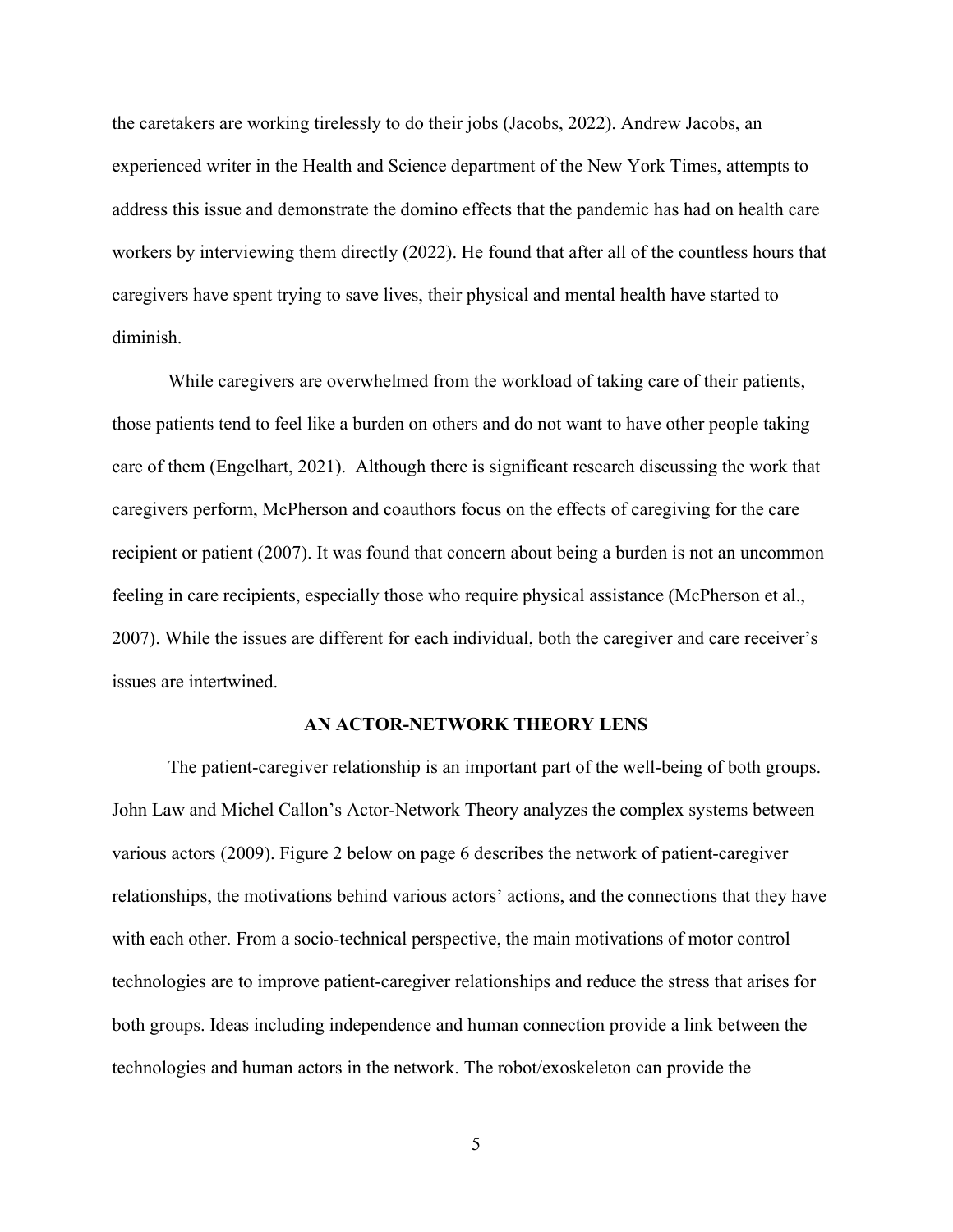the caretakers are working tirelessly to do their jobs (Jacobs, 2022). Andrew Jacobs, an experienced writer in the Health and Science department of the New York Times, attempts to address this issue and demonstrate the domino effects that the pandemic has had on health care workers by interviewing them directly (2022). He found that after all of the countless hours that caregivers have spent trying to save lives, their physical and mental health have started to diminish.

While caregivers are overwhelmed from the workload of taking care of their patients, those patients tend to feel like a burden on others and do not want to have other people taking care of them (Engelhart, 2021). Although there is significant research discussing the work that caregivers perform, McPherson and coauthors focus on the effects of caregiving for the care recipient or patient (2007). It was found that concern about being a burden is not an uncommon feeling in care recipients, especially those who require physical assistance (McPherson et al., 2007). While the issues are different for each individual, both the caregiver and care receiver's issues are intertwined.

## AN ACTOR-NETWORK THEORY LENS

The patient-caregiver relationship is an important part of the well-being of both groups. John Law and Michel Callon's Actor-Network Theory analyzes the complex systems between various actors (2009). Figure 2 below on page 6 describes the network of patient-caregiver relationships, the motivations behind various actors' actions, and the connections that they have with each other. From a socio-technical perspective, the main motivations of motor control technologies are to improve patient-caregiver relationships and reduce the stress that arises for both groups. Ideas including independence and human connection provide a link between the technologies and human actors in the network. The robot/exoskeleton can provide the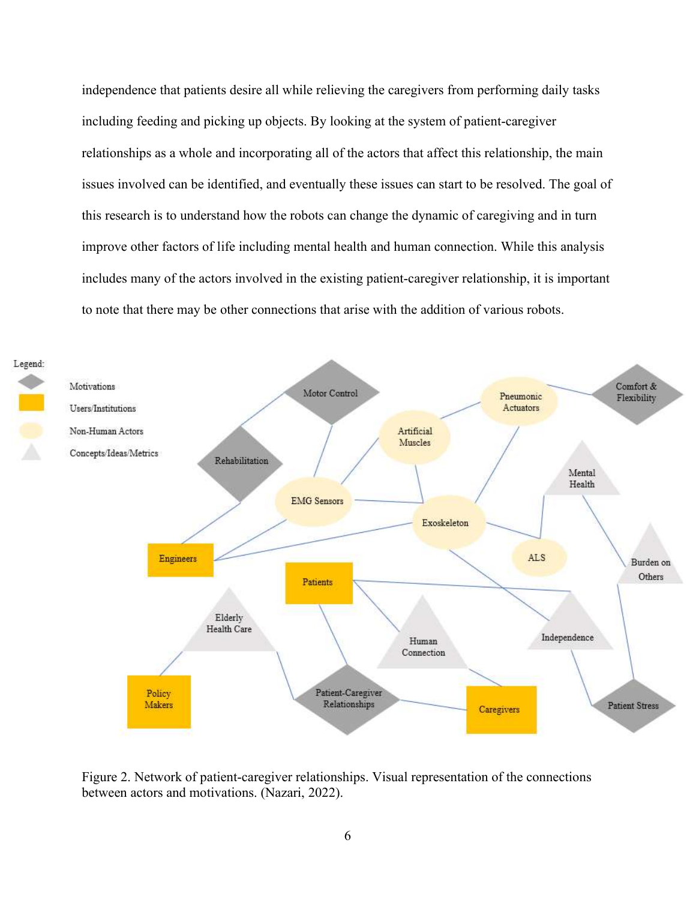independence that patients desire all while relieving the caregivers from performing daily tasks including feeding and picking up objects. By looking at the system of patient-caregiver relationships as a whole and incorporating all of the actors that affect this relationship, the main issues involved can be identified, and eventually these issues can start to be resolved. The goal of this research is to understand how the robots can change the dynamic of caregiving and in turn improve other factors of life including mental health and human connection. While this analysis includes many of the actors involved in the existing patient-caregiver relationship, it is important to note that there may be other connections that arise with the addition of various robots.

Figure 2. Network of patient-caregiver relationships. Visual representation of the connections between actors and motivations. (Nazari, 2022).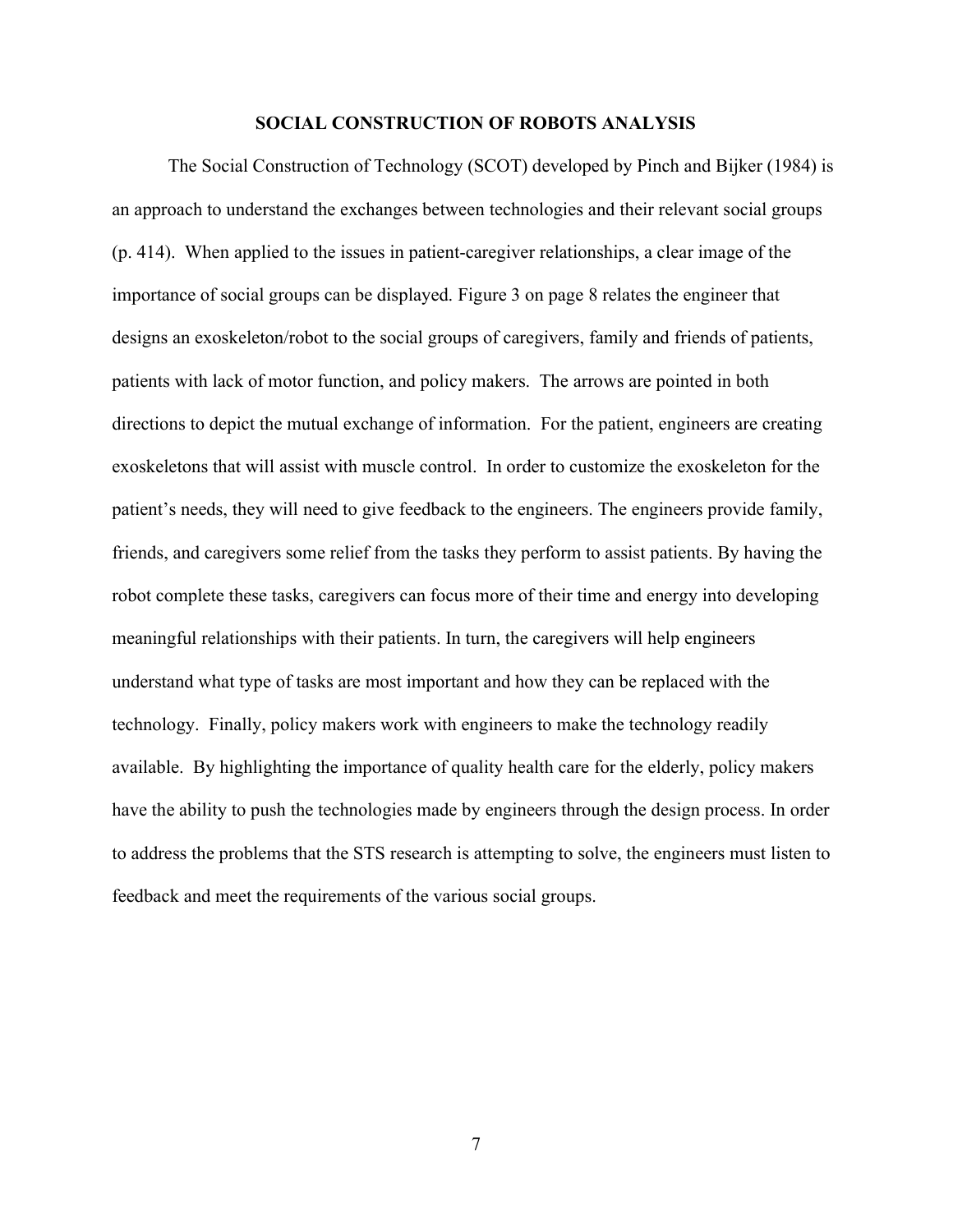## SOCIAL CONSTRUCTION OF ROBOTS ANALYSIS

The Social Construction of Technology (SCOT) developed by Pinch and Bijker (1984) is an approach to understand the exchanges between technologies and their relevant social groups (p. 414). When applied to the issues in patient-caregiver relationships, a clear image of the importance of social groups can be displayed. Figure 3 on page 8 relates the engineer that designs an exoskeleton/robot to the social groups of caregivers, family and friends of patients, patients with lack of motor function, and policy makers. The arrows are pointed in both directions to depict the mutual exchange of information. For the patient, engineers are creating exoskeletons that will assist with muscle control. In order to customize the exoskeleton for the patient's needs, they will need to give feedback to the engineers. The engineers provide family, friends, and caregivers some relief from the tasks they perform to assist patients. By having the robot complete these tasks, caregivers can focus more of their time and energy into developing meaningful relationships with their patients. In turn, the caregivers will help engineers understand what type of tasks are most important and how they can be replaced with the technology. Finally, policy makers work with engineers to make the technology readily available. By highlighting the importance of quality health care for the elderly, policy makers have the ability to push the technologies made by engineers through the design process. In order to address the problems that the STS research is attempting to solve, the engineers must listen to feedback and meet the requirements of the various social groups.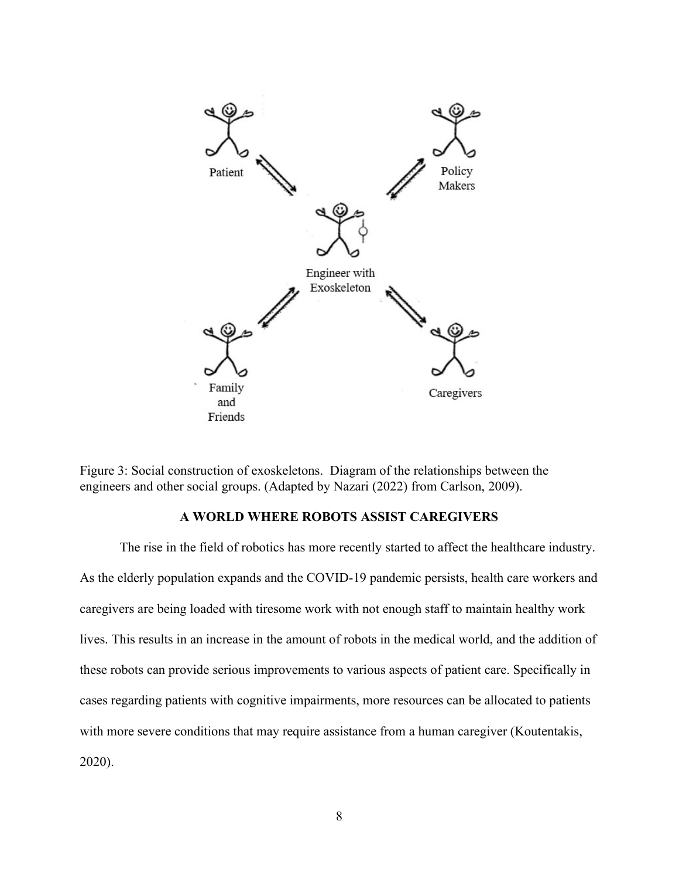Patient

Policy Makers

Engineer with Exoskeleton

Family and Friends

Caregivers

Figure 3: Social construction of exoskeletons. Diagram of the relationships between the engineers and other social groups. (Adapted by Nazari (2022) from Carlson, 2009).

## A WORLD WHERE ROBOTS ASSIST CAREGIVERS

The rise in the field of robotics has more recently started to affect the healthcare industry. As the elderly population expands and the COVID-19 pandemic persists, health care workers and caregivers are being loaded with tiresome work with not enough staff to maintain healthy work lives. This results in an increase in the amount of robots in the medical world, and the addition of these robots can provide serious improvements to various aspects of patient care. Specifically in cases regarding patients with cognitive impairments, more resources can be allocated to patients with more severe conditions that may require assistance from a human caregiver (Koutentakis, 2020).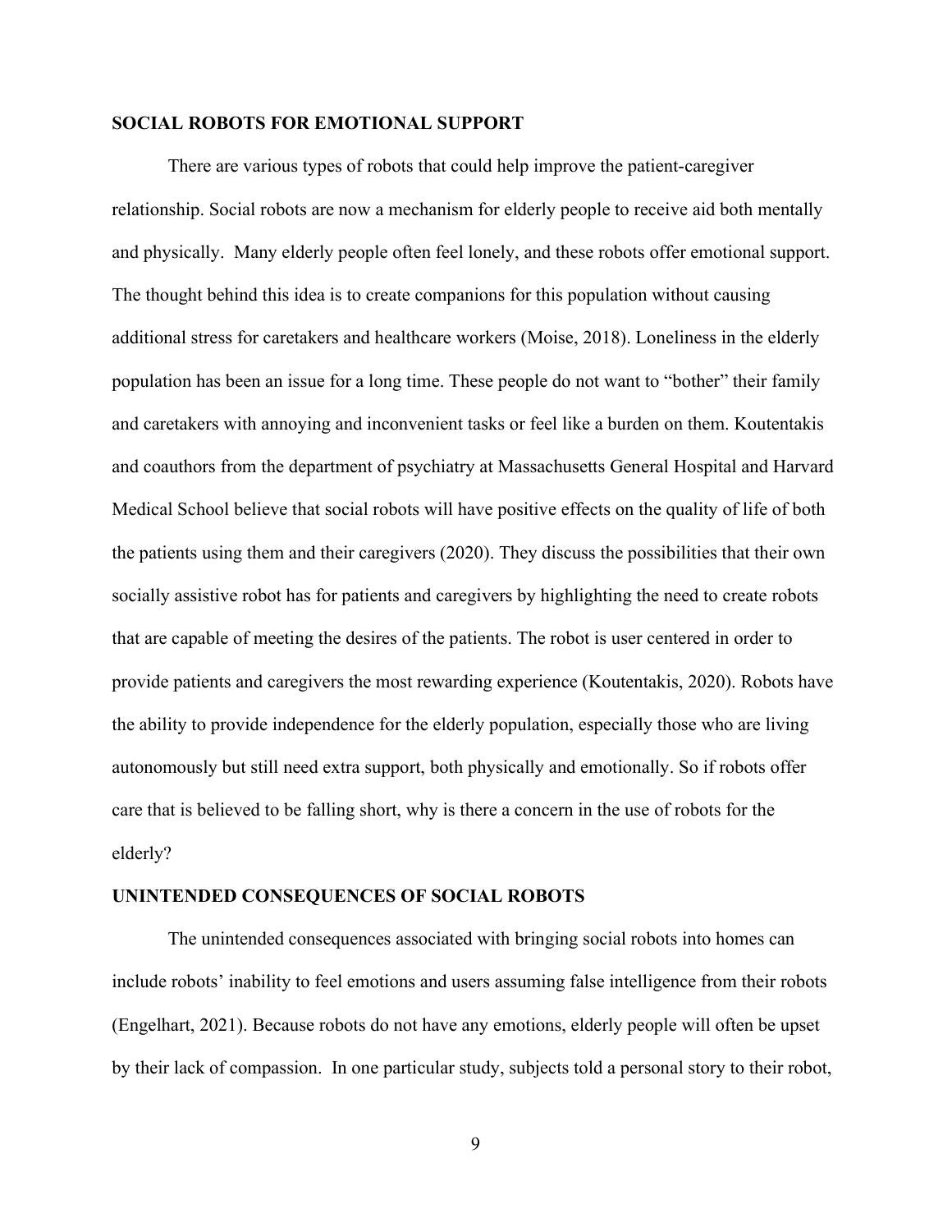## SOCIAL ROBOTS FOR EMOTIONAL SUPPORT

There are various types of robots that could help improve the patient-caregiver relationship. Social robots are now a mechanism for elderly people to receive aid both mentally and physically. Many elderly people often feel lonely, and these robots offer emotional support. The thought behind this idea is to create companions for this population without causing additional stress for caretakers and healthcare workers (Moise, 2018). Loneliness in the elderly population has been an issue for a long time. These people do not want to "bother" their family and caretakers with annoying and inconvenient tasks or feel like a burden on them. Koutentakis and coauthors from the department of psychiatry at Massachusetts General Hospital and Harvard Medical School believe that social robots will have positive effects on the quality of life of both the patients using them and their caregivers (2020). They discuss the possibilities that their own socially assistive robot has for patients and caregivers by highlighting the need to create robots that are capable of meeting the desires of the patients. The robot is user centered in order to provide patients and caregivers the most rewarding experience (Koutentakis, 2020). Robots have the ability to provide independence for the elderly population, especially those who are living autonomously but still need extra support, both physically and emotionally. So if robots offer care that is believed to be falling short, why is there a concern in the use of robots for the elderly?

## UNINTENDED CONSEQUENCES OF SOCIAL ROBOTS

The unintended consequences associated with bringing social robots into homes can include robots' inability to feel emotions and users assuming false intelligence from their robots (Engelhart, 2021). Because robots do not have any emotions, elderly people will often be upset by their lack of compassion. In one particular study, subjects told a personal story to their robot,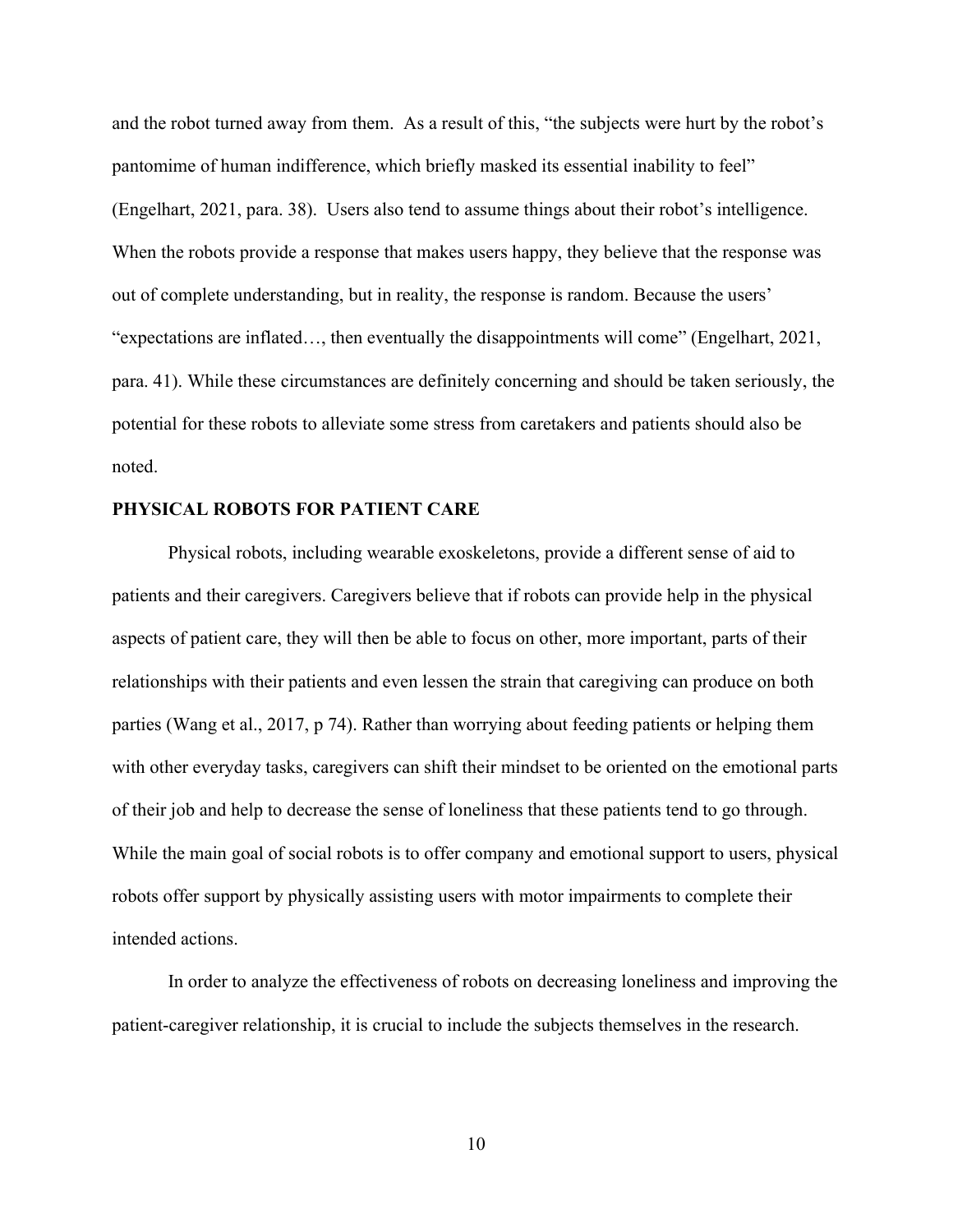and the robot turned away from them. As a result of this, "the subjects were hurt by the robot's pantomime of human indifference, which briefly masked its essential inability to feel" (Engelhart, 2021, para. 38). Users also tend to assume things about their robot's intelligence. When the robots provide a response that makes users happy, they believe that the response was out of complete understanding, but in reality, the response is random. Because the users' "expectations are inflated…, then eventually the disappointments will come" (Engelhart, 2021, para. 41). While these circumstances are definitely concerning and should be taken seriously, the potential for these robots to alleviate some stress from caretakers and patients should also be noted.

## PHYSICAL ROBOTS FOR PATIENT CARE

Physical robots, including wearable exoskeletons, provide a different sense of aid to patients and their caregivers. Caregivers believe that if robots can provide help in the physical aspects of patient care, they will then be able to focus on other, more important, parts of their relationships with their patients and even lessen the strain that caregiving can produce on both parties (Wang et al., 2017, p 74). Rather than worrying about feeding patients or helping them with other everyday tasks, caregivers can shift their mindset to be oriented on the emotional parts of their job and help to decrease the sense of loneliness that these patients tend to go through. While the main goal of social robots is to offer company and emotional support to users, physical robots offer support by physically assisting users with motor impairments to complete their intended actions.

In order to analyze the effectiveness of robots on decreasing loneliness and improving the patient-caregiver relationship, it is crucial to include the subjects themselves in the research.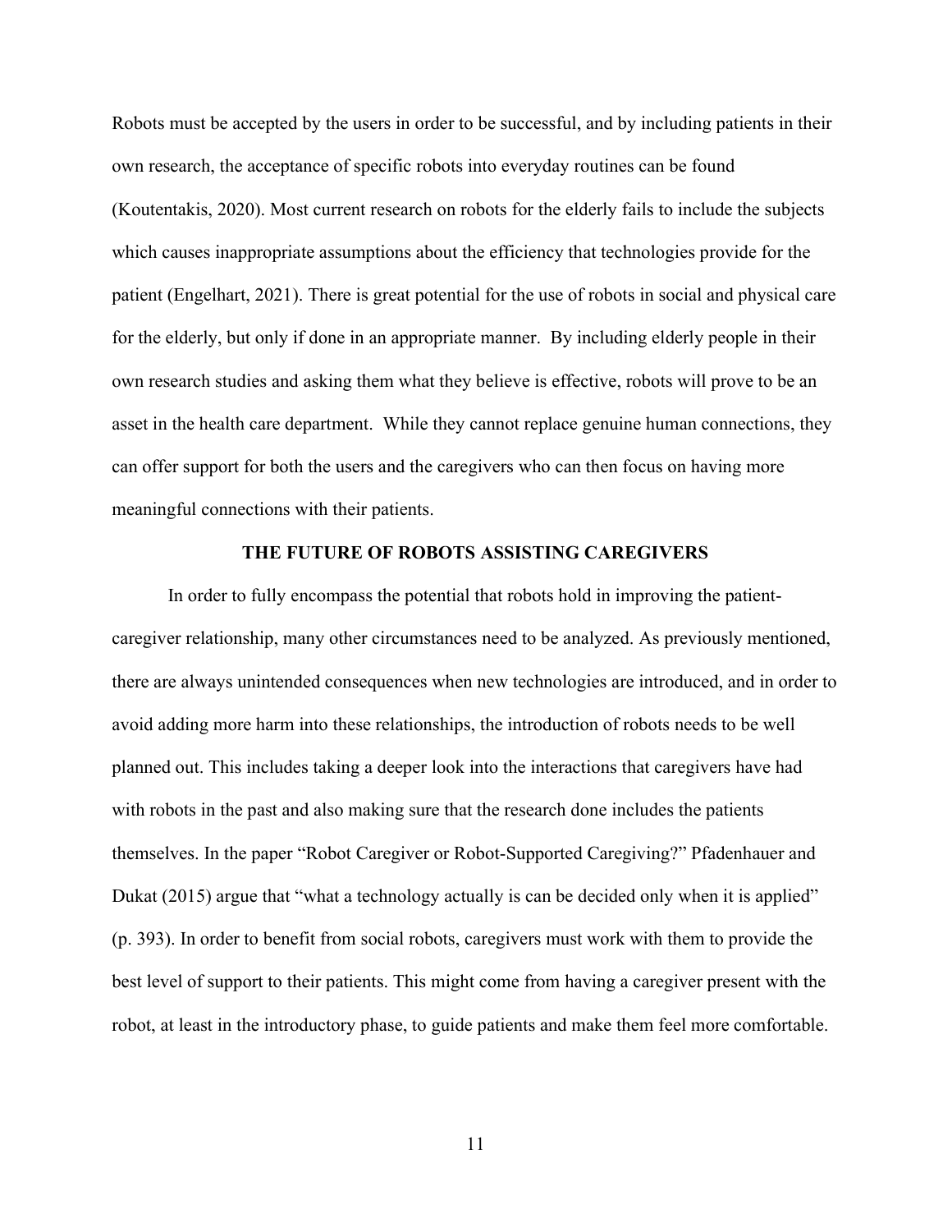Robots must be accepted by the users in order to be successful, and by including patients in their own research, the acceptance of specific robots into everyday routines can be found (Koutentakis, 2020). Most current research on robots for the elderly fails to include the subjects which causes inappropriate assumptions about the efficiency that technologies provide for the patient (Engelhart, 2021). There is great potential for the use of robots in social and physical care for the elderly, but only if done in an appropriate manner. By including elderly people in their own research studies and asking them what they believe is effective, robots will prove to be an asset in the health care department. While they cannot replace genuine human connections, they can offer support for both the users and the caregivers who can then focus on having more meaningful connections with their patients.

## THE FUTURE OF ROBOTS ASSISTING CAREGIVERS

In order to fully encompass the potential that robots hold in improving the patient-caregiver relationship, many other circumstances need to be analyzed. As previously mentioned, there are always unintended consequences when new technologies are introduced, and in order to avoid adding more harm into these relationships, the introduction of robots needs to be well planned out. This includes taking a deeper look into the interactions that caregivers have had with robots in the past and also making sure that the research done includes the patients themselves. In the paper "Robot Caregiver or Robot-Supported Caregiving?" Pfadenhauer and Dukat (2015) argue that "what a technology actually is can be decided only when it is applied" (p. 393). In order to benefit from social robots, caregivers must work with them to provide the best level of support to their patients. This might come from having a caregiver present with the robot, at least in the introductory phase, to guide patients and make them feel more comfortable.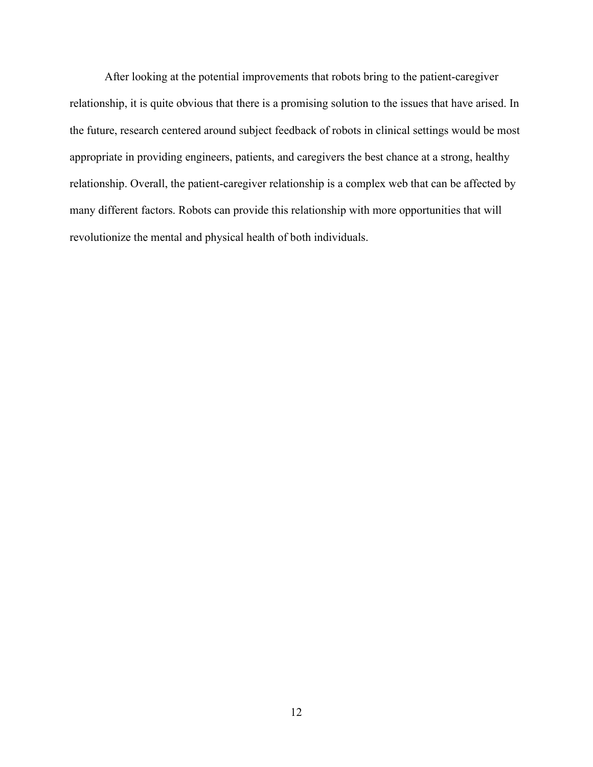After looking at the potential improvements that robots bring to the patient-caregiver relationship, it is quite obvious that there is a promising solution to the issues that have arised. In the future, research centered around subject feedback of robots in clinical settings would be most appropriate in providing engineers, patients, and caregivers the best chance at a strong, healthy relationship. Overall, the patient-caregiver relationship is a complex web that can be affected by many different factors. Robots can provide this relationship with more opportunities that will revolutionize the mental and physical health of both individuals.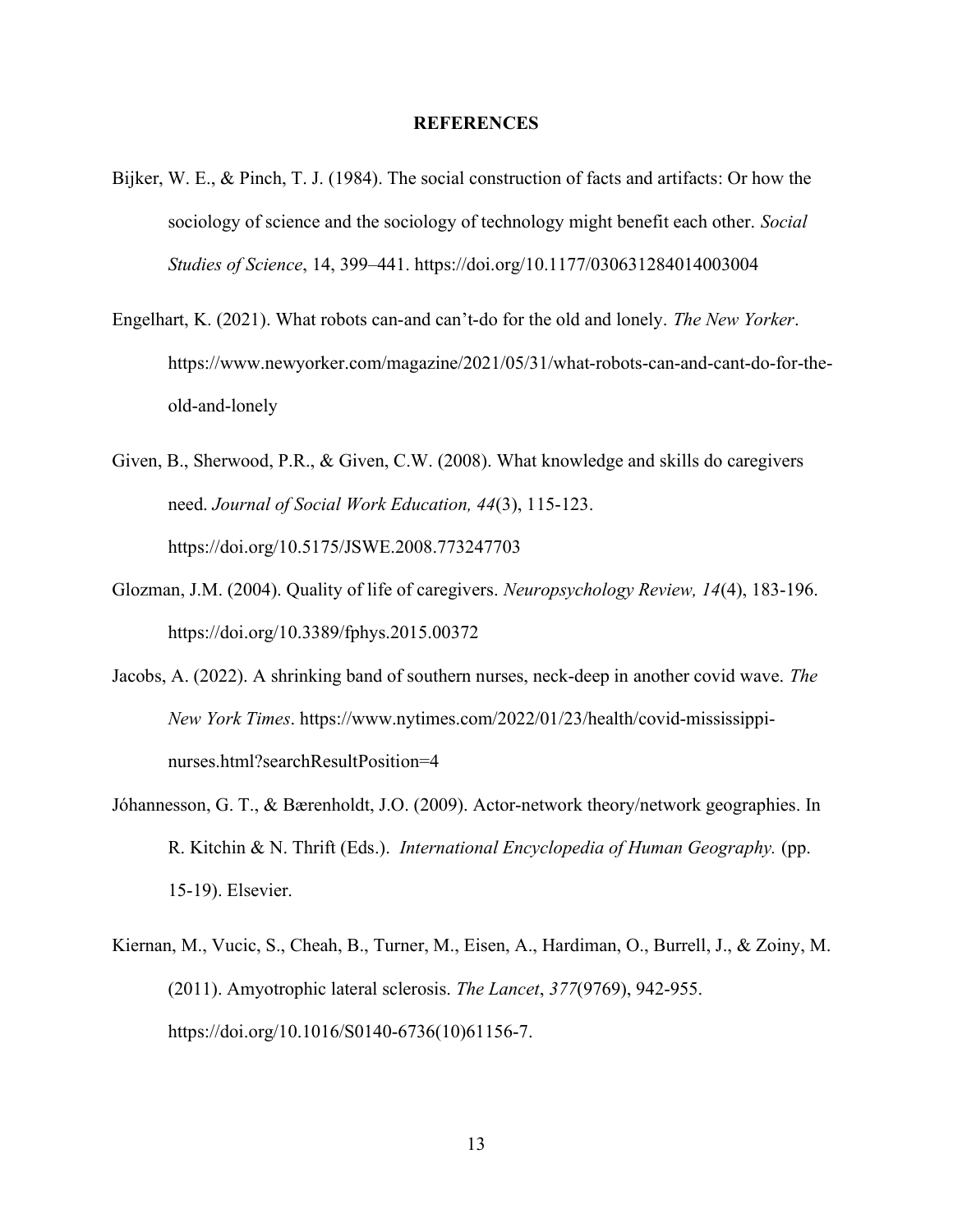# REFERENCES

Bijker, W. E., & Pinch, T. J. (1984). The social construction of facts and artifacts: Or how the sociology of science and the sociology of technology might benefit each other. *Social Studies of Science*, 14, 399–441. https://doi.org/10.1177/030631284014003004

Engelhart, K. (2021). What robots can-and can't-do for the old and lonely. *The New Yorker*. https://www.newyorker.com/magazine/2021/05/31/what-robots-can-and-cant-do-for-the-old-and-lonely

Given, B., Sherwood, P.R., & Given, C.W. (2008). What knowledge and skills do caregivers need. *Journal of Social Work Education, 44*(3), 115-123. https://doi.org/10.5175/JSWE.2008.773247703

Glozman, J.M. (2004). Quality of life of caregivers. *Neuropsychology Review, 14*(4), 183-196. https://doi.org/10.3389/fphys.2015.00372

Jacobs, A. (2022). A shrinking band of southern nurses, neck-deep in another covid wave. *The New York Times*. https://www.nytimes.com/2022/01/23/health/covid-mississippi-nurses.html?searchResultPosition=4

Jóhannesson, G. T., & Bærenholdt, J.O. (2009). Actor-network theory/network geographies. In R. Kitchin & N. Thrift (Eds.). *International Encyclopedia of Human Geography.* (pp. 15-19). Elsevier.

Kiernan, M., Vucic, S., Cheah, B., Turner, M., Eisen, A., Hardiman, O., Burrell, J., & Zoiny, M. (2011). Amyotrophic lateral sclerosis. *The Lancet*, *377*(9769), 942-955. https://doi.org/10.1016/S0140-6736(10)61156-7.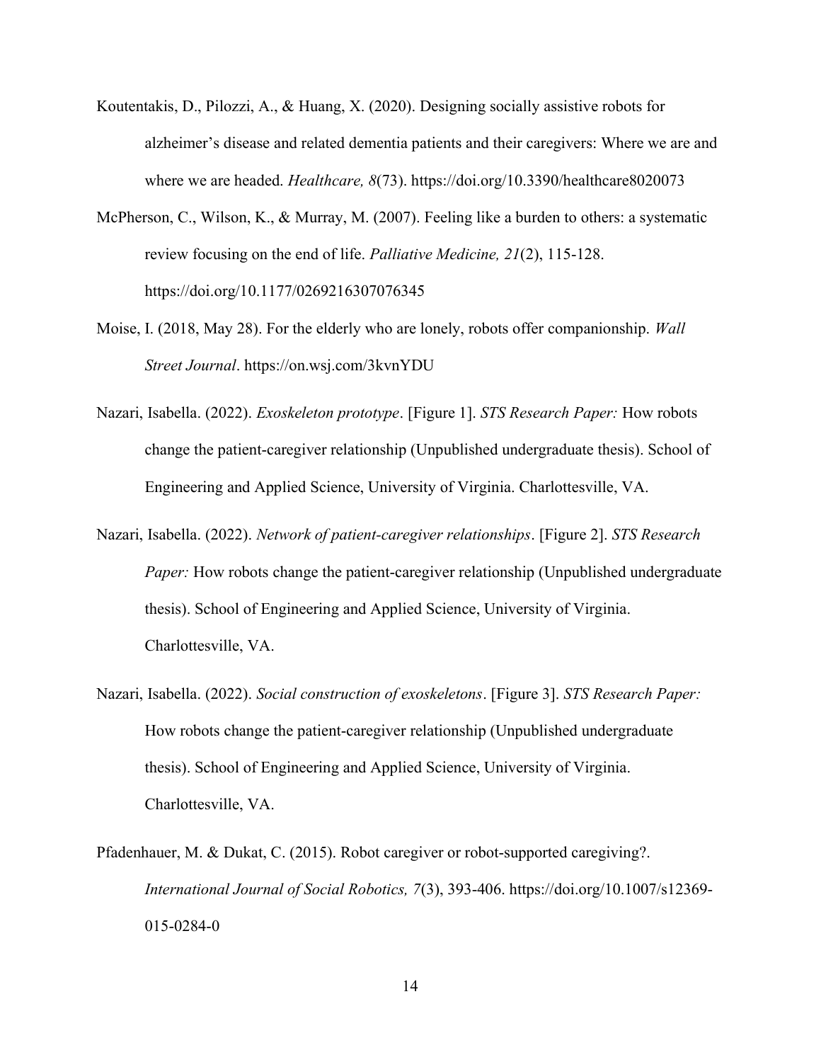Koutentakis, D., Pilozzi, A., & Huang, X. (2020). Designing socially assistive robots for alzheimer's disease and related dementia patients and their caregivers: Where we are and where we are headed. *Healthcare, 8*(73). https://doi.org/10.3390/healthcare8020073

McPherson, C., Wilson, K., & Murray, M. (2007). Feeling like a burden to others: a systematic review focusing on the end of life. *Palliative Medicine, 21*(2), 115-128. https://doi.org/10.1177/0269216307076345

Moise, I. (2018, May 28). For the elderly who are lonely, robots offer companionship. *Wall Street Journal*. https://on.wsj.com/3kvnYDU

Nazari, Isabella. (2022). *Exoskeleton prototype*. [Figure 1]. *STS Research Paper:* How robots change the patient-caregiver relationship (Unpublished undergraduate thesis). School of Engineering and Applied Science, University of Virginia. Charlottesville, VA.

Nazari, Isabella. (2022). *Network of patient-caregiver relationships*. [Figure 2]. *STS Research Paper:* How robots change the patient-caregiver relationship (Unpublished undergraduate thesis). School of Engineering and Applied Science, University of Virginia. Charlottesville, VA.

Nazari, Isabella. (2022). *Social construction of exoskeletons*. [Figure 3]. *STS Research Paper:* How robots change the patient-caregiver relationship (Unpublished undergraduate thesis). School of Engineering and Applied Science, University of Virginia. Charlottesville, VA.

Pfadenhauer, M. & Dukat, C. (2015). Robot caregiver or robot-supported caregiving?. *International Journal of Social Robotics, 7*(3), 393-406. https://doi.org/10.1007/s12369-015-0284-0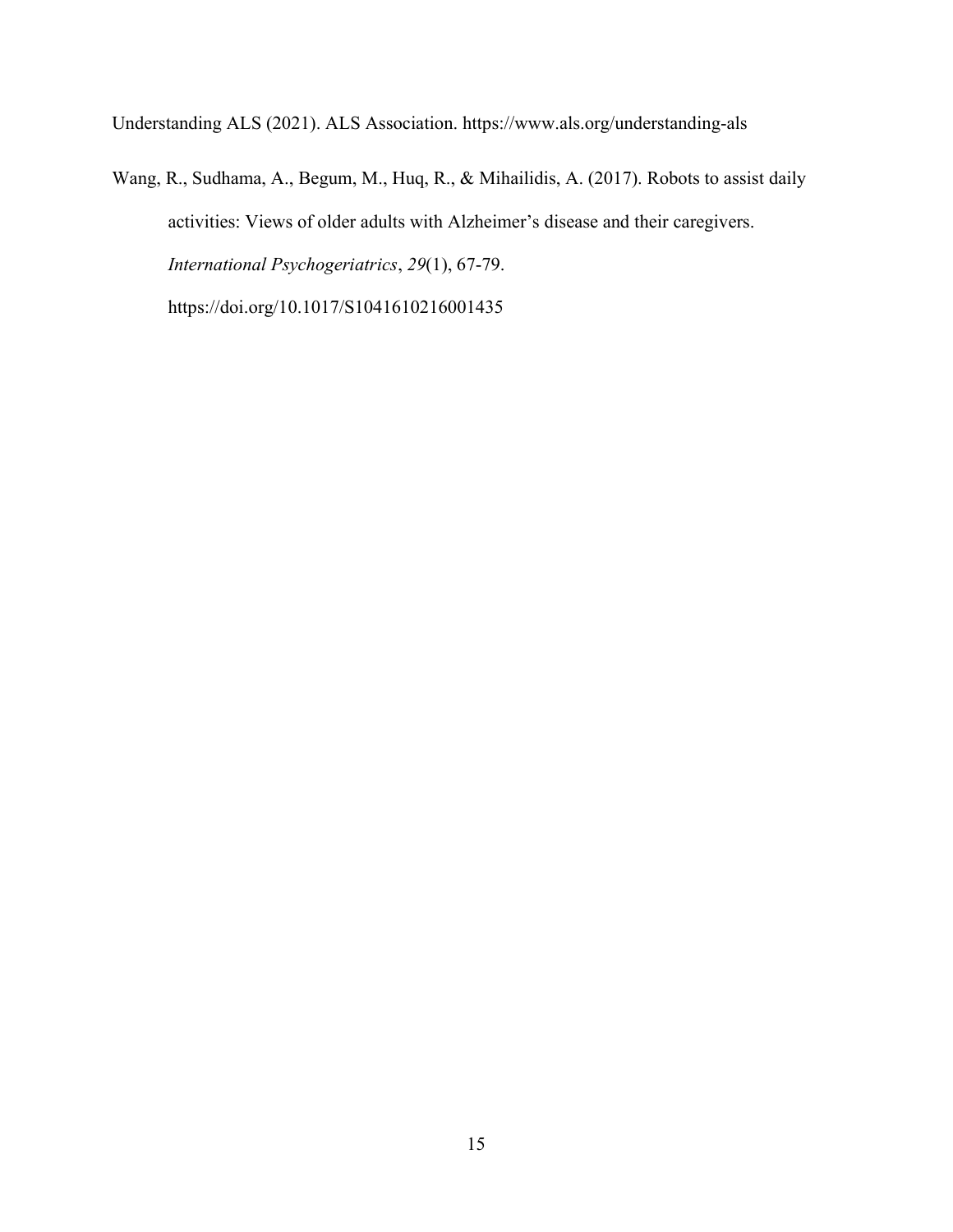Understanding ALS (2021). ALS Association. https://www.als.org/understanding-als

Wang, R., Sudhama, A., Begum, M., Huq, R., & Mihailidis, A. (2017). Robots to assist daily activities: Views of older adults with Alzheimer's disease and their caregivers. *International Psychogeriatrics*, *29*(1), 67-79. https://doi.org/10.1017/S1041610216001435